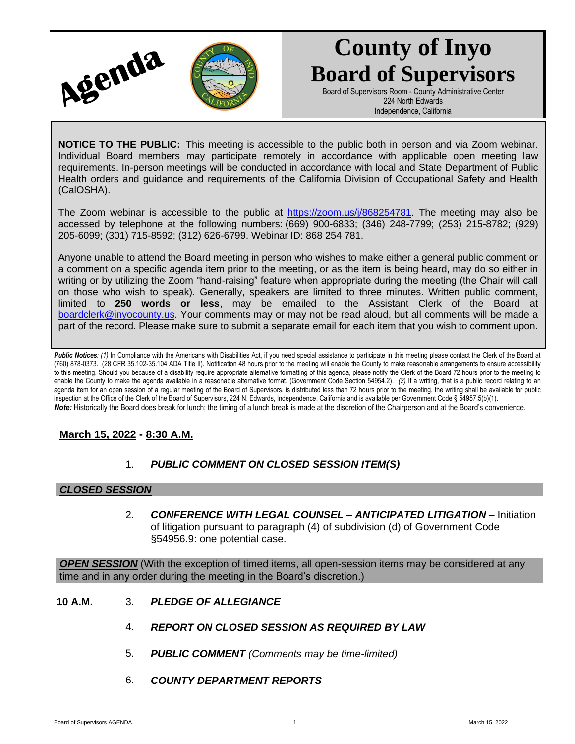# Agenda

# County of Inyo Board of Supervisors

Board of Supervisors Room - County Administrative Center
224 North Edwards
Independence, California

**NOTICE TO THE PUBLIC:** This meeting is accessible to the public both in person and via Zoom webinar. Individual Board members may participate remotely in accordance with applicable open meeting law requirements. In-person meetings will be conducted in accordance with local and State Department of Public Health orders and guidance and requirements of the California Division of Occupational Safety and Health (CalOSHA).

The Zoom webinar is accessible to the public at https://zoom.us/j/868254781. The meeting may also be accessed by telephone at the following numbers: (669) 900-6833; (346) 248-7799; (253) 215-8782; (929) 205-6099; (301) 715-8592; (312) 626-6799. Webinar ID: 868 254 781.

Anyone unable to attend the Board meeting in person who wishes to make either a general public comment or a comment on a specific agenda item prior to the meeting, or as the item is being heard, may do so either in writing or by utilizing the Zoom "hand-raising" feature when appropriate during the meeting (the Chair will call on those who wish to speak). Generally, speakers are limited to three minutes. Written public comment, limited to **250 words or less**, may be emailed to the Assistant Clerk of the Board at boardclerk@inyocounty.us. Your comments may or may not be read aloud, but all comments will be made a part of the record. Please make sure to submit a separate email for each item that you wish to comment upon.

***Public Notices**: (1)* In Compliance with the Americans with Disabilities Act, if you need special assistance to participate in this meeting please contact the Clerk of the Board at (760) 878-0373. (28 CFR 35.102-35.104 ADA Title II). Notification 48 hours prior to the meeting will enable the County to make reasonable arrangements to ensure accessibility to this meeting. Should you because of a disability require appropriate alternative formatting of this agenda, please notify the Clerk of the Board 72 hours prior to the meeting to enable the County to make the agenda available in a reasonable alternative format. (Government Code Section 54954.2). *(2)* If a writing, that is a public record relating to an agenda item for an open session of a regular meeting of the Board of Supervisors, is distributed less than 72 hours prior to the meeting, the writing shall be available for public inspection at the Office of the Clerk of the Board of Supervisors, 224 N. Edwards, Independence, California and is available per Government Code § 54957.5(b)(1).
***Note:*** Historically the Board does break for lunch; the timing of a lunch break is made at the discretion of the Chairperson and at the Board's convenience.

## March 15, 2022 - 8:30 A.M.

1. ***PUBLIC COMMENT ON CLOSED SESSION ITEM(S)***

### *CLOSED SESSION*

2. ***CONFERENCE WITH LEGAL COUNSEL – ANTICIPATED LITIGATION –*** Initiation of litigation pursuant to paragraph (4) of subdivision (d) of Government Code §54956.9: one potential case.

***OPEN SESSION*** (With the exception of timed items, all open-session items may be considered at any time and in any order during the meeting in the Board's discretion.)

**10 A.M.** 3. ***PLEDGE OF ALLEGIANCE***

4. ***REPORT ON CLOSED SESSION AS REQUIRED BY LAW***

5. ***PUBLIC COMMENT*** *(Comments may be time-limited)*

6. ***COUNTY DEPARTMENT REPORTS***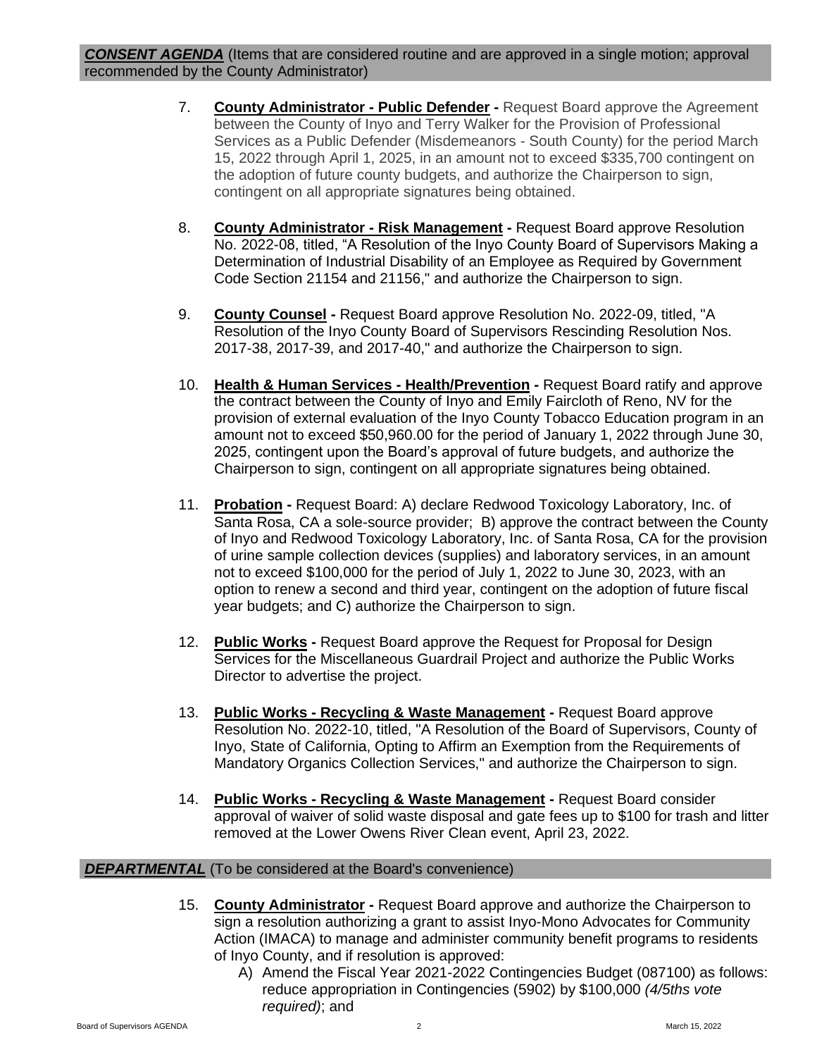***CONSENT AGENDA*** (Items that are considered routine and are approved in a single motion; approval recommended by the County Administrator)

7. **County Administrator - Public Defender -** Request Board approve the Agreement between the County of Inyo and Terry Walker for the Provision of Professional Services as a Public Defender (Misdemeanors - South County) for the period March 15, 2022 through April 1, 2025, in an amount not to exceed $335,700 contingent on the adoption of future county budgets, and authorize the Chairperson to sign, contingent on all appropriate signatures being obtained.

8. **County Administrator - Risk Management -** Request Board approve Resolution No. 2022-08, titled, "A Resolution of the Inyo County Board of Supervisors Making a Determination of Industrial Disability of an Employee as Required by Government Code Section 21154 and 21156," and authorize the Chairperson to sign.

9. **County Counsel -** Request Board approve Resolution No. 2022-09, titled, "A Resolution of the Inyo County Board of Supervisors Rescinding Resolution Nos. 2017-38, 2017-39, and 2017-40," and authorize the Chairperson to sign.

10. **Health & Human Services - Health/Prevention -** Request Board ratify and approve the contract between the County of Inyo and Emily Faircloth of Reno, NV for the provision of external evaluation of the Inyo County Tobacco Education program in an amount not to exceed $50,960.00 for the period of January 1, 2022 through June 30, 2025, contingent upon the Board's approval of future budgets, and authorize the Chairperson to sign, contingent on all appropriate signatures being obtained.

11. **Probation -** Request Board: A) declare Redwood Toxicology Laboratory, Inc. of Santa Rosa, CA a sole-source provider; B) approve the contract between the County of Inyo and Redwood Toxicology Laboratory, Inc. of Santa Rosa, CA for the provision of urine sample collection devices (supplies) and laboratory services, in an amount not to exceed $100,000 for the period of July 1, 2022 to June 30, 2023, with an option to renew a second and third year, contingent on the adoption of future fiscal year budgets; and C) authorize the Chairperson to sign.

12. **Public Works -** Request Board approve the Request for Proposal for Design Services for the Miscellaneous Guardrail Project and authorize the Public Works Director to advertise the project.

13. **Public Works - Recycling & Waste Management -** Request Board approve Resolution No. 2022-10, titled, "A Resolution of the Board of Supervisors, County of Inyo, State of California, Opting to Affirm an Exemption from the Requirements of Mandatory Organics Collection Services," and authorize the Chairperson to sign.

14. **Public Works - Recycling & Waste Management -** Request Board consider approval of waiver of solid waste disposal and gate fees up to $100 for trash and litter removed at the Lower Owens River Clean event, April 23, 2022.

***DEPARTMENTAL*** (To be considered at the Board's convenience)

15. **County Administrator -** Request Board approve and authorize the Chairperson to sign a resolution authorizing a grant to assist Inyo-Mono Advocates for Community Action (IMACA) to manage and administer community benefit programs to residents of Inyo County, and if resolution is approved:
    A) Amend the Fiscal Year 2021-2022 Contingencies Budget (087100) as follows: reduce appropriation in Contingencies (5902) by $100,000 *(4/5ths vote required)*; and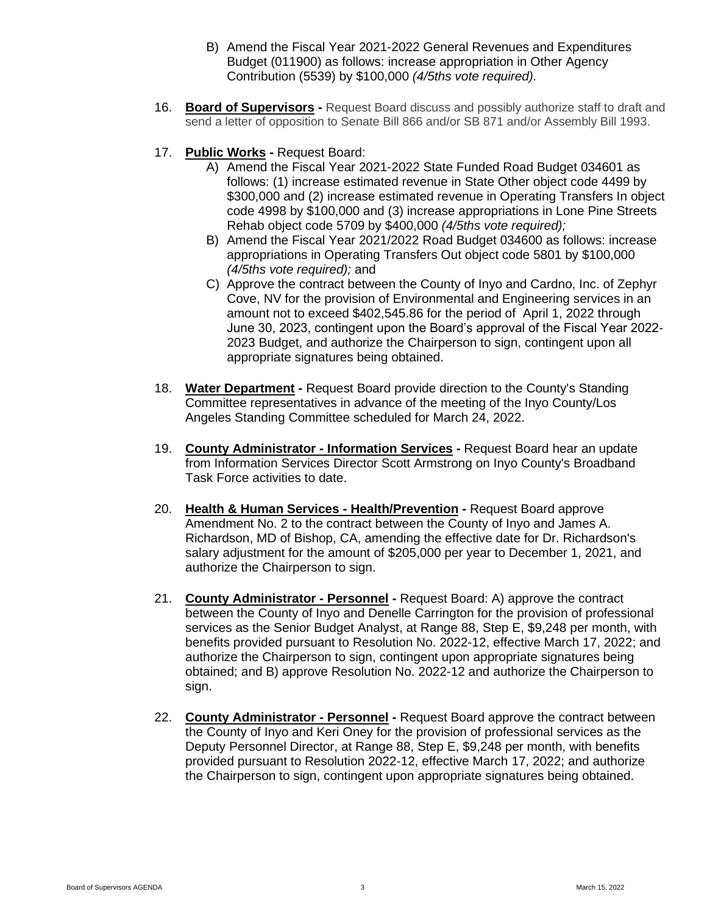B) Amend the Fiscal Year 2021-2022 General Revenues and Expenditures Budget (011900) as follows: increase appropriation in Other Agency Contribution (5539) by $100,000 *(4/5ths vote required).*

16. **Board of Supervisors -** Request Board discuss and possibly authorize staff to draft and send a letter of opposition to Senate Bill 866 and/or SB 871 and/or Assembly Bill 1993.

17. **Public Works -** Request Board:
    A) Amend the Fiscal Year 2021-2022 State Funded Road Budget 034601 as follows: (1) increase estimated revenue in State Other object code 4499 by $300,000 and (2) increase estimated revenue in Operating Transfers In object code 4998 by $100,000 and (3) increase appropriations in Lone Pine Streets Rehab object code 5709 by $400,000 *(4/5ths vote required);*
    B) Amend the Fiscal Year 2021/2022 Road Budget 034600 as follows: increase appropriations in Operating Transfers Out object code 5801 by $100,000 *(4/5ths vote required);* and
    C) Approve the contract between the County of Inyo and Cardno, Inc. of Zephyr Cove, NV for the provision of Environmental and Engineering services in an amount not to exceed $402,545.86 for the period of April 1, 2022 through June 30, 2023, contingent upon the Board's approval of the Fiscal Year 2022-2023 Budget, and authorize the Chairperson to sign, contingent upon all appropriate signatures being obtained.

18. **Water Department -** Request Board provide direction to the County's Standing Committee representatives in advance of the meeting of the Inyo County/Los Angeles Standing Committee scheduled for March 24, 2022.

19. **County Administrator - Information Services -** Request Board hear an update from Information Services Director Scott Armstrong on Inyo County's Broadband Task Force activities to date.

20. **Health & Human Services - Health/Prevention -** Request Board approve Amendment No. 2 to the contract between the County of Inyo and James A. Richardson, MD of Bishop, CA, amending the effective date for Dr. Richardson's salary adjustment for the amount of $205,000 per year to December 1, 2021, and authorize the Chairperson to sign.

21. **County Administrator - Personnel -** Request Board: A) approve the contract between the County of Inyo and Denelle Carrington for the provision of professional services as the Senior Budget Analyst, at Range 88, Step E, $9,248 per month, with benefits provided pursuant to Resolution No. 2022-12, effective March 17, 2022; and authorize the Chairperson to sign, contingent upon appropriate signatures being obtained; and B) approve Resolution No. 2022-12 and authorize the Chairperson to sign.

22. **County Administrator - Personnel -** Request Board approve the contract between the County of Inyo and Keri Oney for the provision of professional services as the Deputy Personnel Director, at Range 88, Step E, $9,248 per month, with benefits provided pursuant to Resolution 2022-12, effective March 17, 2022; and authorize the Chairperson to sign, contingent upon appropriate signatures being obtained.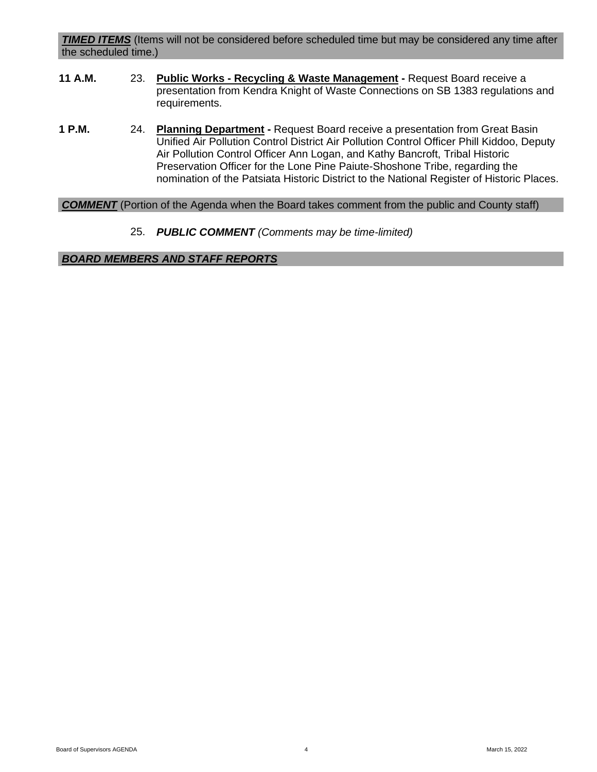***TIMED ITEMS*** (Items will not be considered before scheduled time but may be considered any time after the scheduled time.)

**11 A.M.** 23. **Public Works - Recycling & Waste Management -** Request Board receive a presentation from Kendra Knight of Waste Connections on SB 1383 regulations and requirements.

**1 P.M.** 24. **Planning Department -** Request Board receive a presentation from Great Basin Unified Air Pollution Control District Air Pollution Control Officer Phill Kiddoo, Deputy Air Pollution Control Officer Ann Logan, and Kathy Bancroft, Tribal Historic Preservation Officer for the Lone Pine Paiute-Shoshone Tribe, regarding the nomination of the Patsiata Historic District to the National Register of Historic Places.

***COMMENT*** (Portion of the Agenda when the Board takes comment from the public and County staff)

25. ***PUBLIC COMMENT*** *(Comments may be time-limited)*

***BOARD MEMBERS AND STAFF REPORTS***